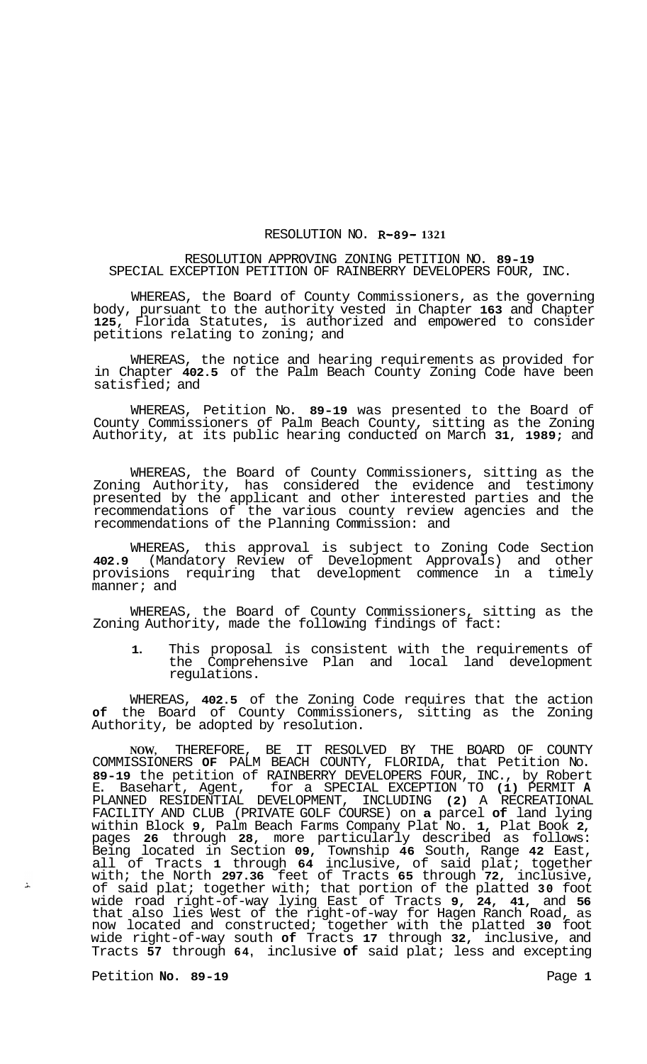RESOLUTION NO. R-89- 1321

RESOLUTION APPROVING ZONING PETITION NO. 89-19
SPECIAL EXCEPTION PETITION OF RAINBERRY DEVELOPERS FOUR, INC.

WHEREAS, the Board of County Commissioners, as the governing body, pursuant to the authority vested in Chapter 163 and Chapter 125, Florida Statutes, is authorized and empowered to consider petitions relating to zoning; and

WHEREAS, the notice and hearing requirements as provided for in Chapter 402.5 of the Palm Beach County Zoning Code have been satisfied; and

WHEREAS, Petition No. 89-19 was presented to the Board of County Commissioners of Palm Beach County, sitting as the Zoning Authority, at its public hearing conducted on March 31, 1989; and

WHEREAS, the Board of County Commissioners, sitting as the Zoning Authority, has considered the evidence and testimony presented by the applicant and other interested parties and the recommendations of the various county review agencies and the recommendations of the Planning Commission: and

WHEREAS, this approval is subject to Zoning Code Section 402.9 (Mandatory Review of Development Approvals) and other provisions requiring that development commence in a timely manner; and

WHEREAS, the Board of County Commissioners, sitting as the Zoning Authority, made the following findings of fact:

1. This proposal is consistent with the requirements of the Comprehensive Plan and local land development regulations.

WHEREAS, 402.5 of the Zoning Code requires that the action of the Board of County Commissioners, sitting as the Zoning Authority, be adopted by resolution.

NOW, THEREFORE, BE IT RESOLVED BY THE BOARD OF COUNTY COMMISSIONERS OF PALM BEACH COUNTY, FLORIDA, that Petition No. 89-19 the petition of RAINBERRY DEVELOPERS FOUR, INC., by Robert E. Basehart, Agent, for a SPECIAL EXCEPTION TO (1) PERMIT A PLANNED RESIDENTIAL DEVELOPMENT, INCLUDING (2) A RECREATIONAL FACILITY AND CLUB (PRIVATE GOLF COURSE) on a parcel of land lying within Block 9, Palm Beach Farms Company Plat No. 1, Plat Book 2, pages 26 through 28, more particularly described as follows: Being located in Section 09, Township 46 South, Range 42 East, all of Tracts 1 through 64 inclusive, of said plat; together with; the North 297.36 feet of Tracts 65 through 72, inclusive, of said plat; together with; that portion of the platted 30 foot wide road right-of-way lying East of Tracts 9, 24, 41, and 56 that also lies West of the right-of-way for Hagen Ranch Road, as now located and constructed; together with the platted 30 foot wide right-of-way south of Tracts 17 through 32, inclusive, and Tracts 57 through 64, inclusive of said plat; less and excepting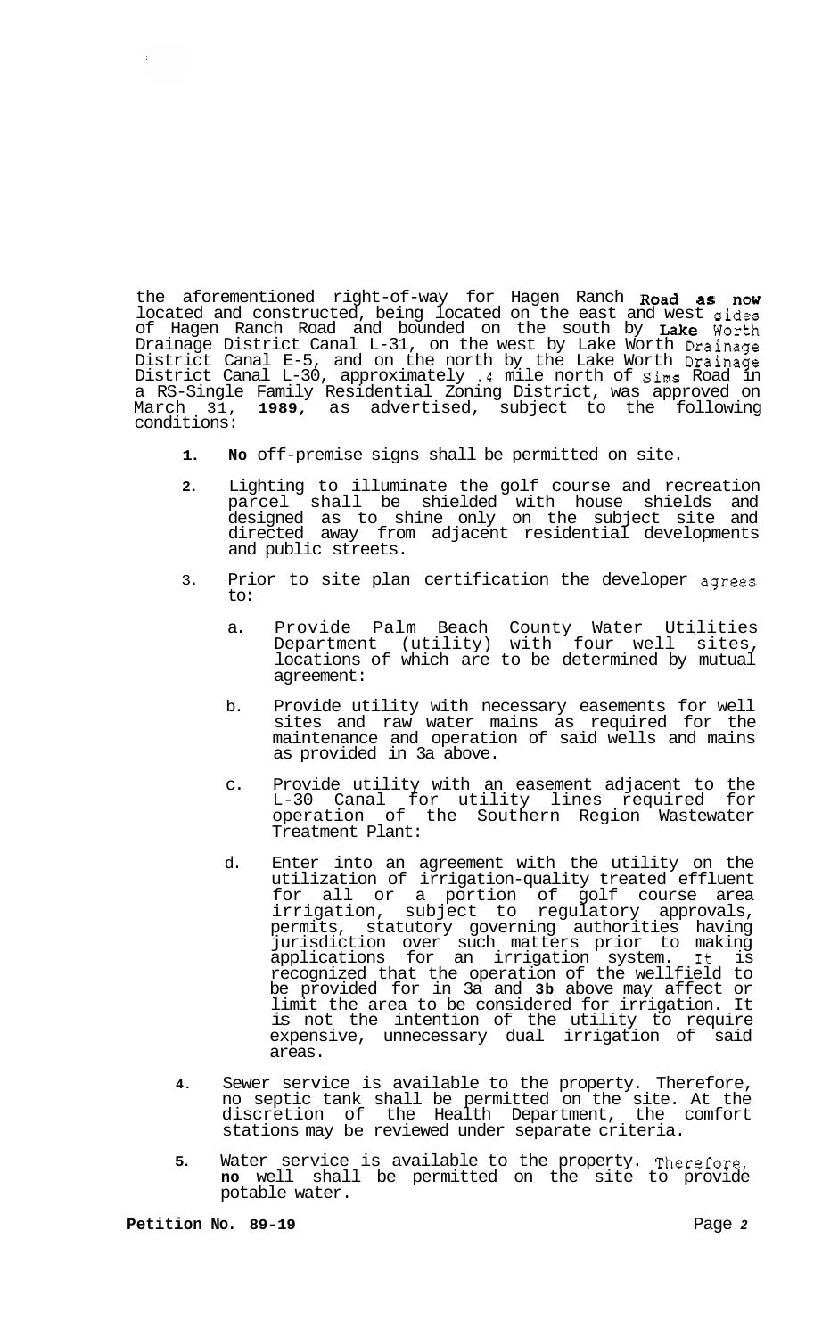the aforementioned right-of-way for Hagen Ranch Road as now located and constructed, being located on the east and west sides of Hagen Ranch Road and bounded on the south by Lake Worth Drainage District Canal L-31, on the west by Lake Worth Drainage District Canal E-5, and on the north by the Lake Worth Drainage District Canal L-30, approximately .4 mile north of Sims Road in a RS-Single Family Residential Zoning District, was approved on March 31, **1989**, as advertised, subject to the following conditions:

1. **No** off-premise signs shall be permitted on site.

2. Lighting to illuminate the golf course and recreation parcel shall be shielded with house shields and designed as to shine only on the subject site and directed away from adjacent residential developments and public streets.

3. Prior to site plan certification the developer agrees to:

   a. Provide Palm Beach County Water Utilities Department (utility) with four well sites, locations of which are to be determined by mutual agreement:

   b. Provide utility with necessary easements for well sites and raw water mains as required for the maintenance and operation of said wells and mains as provided in 3a above.

   c. Provide utility with an easement adjacent to the L-30 Canal for utility lines required for operation of the Southern Region Wastewater Treatment Plant:

   d. Enter into an agreement with the utility on the utilization of irrigation-quality treated effluent for all or a portion of golf course area irrigation, subject to regulatory approvals, permits, statutory governing authorities having jurisdiction over such matters prior to making applications for an irrigation system. It is recognized that the operation of the wellfield to be provided for in 3a and **3b** above may affect or limit the area to be considered for irrigation. It is not the intention of the utility to require expensive, unnecessary dual irrigation of said areas.

4. Sewer service is available to the property. Therefore, no septic tank shall be permitted on the site. At the discretion of the Health Department, the comfort stations may be reviewed under separate criteria.

5. Water service is available to the property. Therefore, **no** well shall be permitted on the site to provide potable water.

**Petition No. 89-19**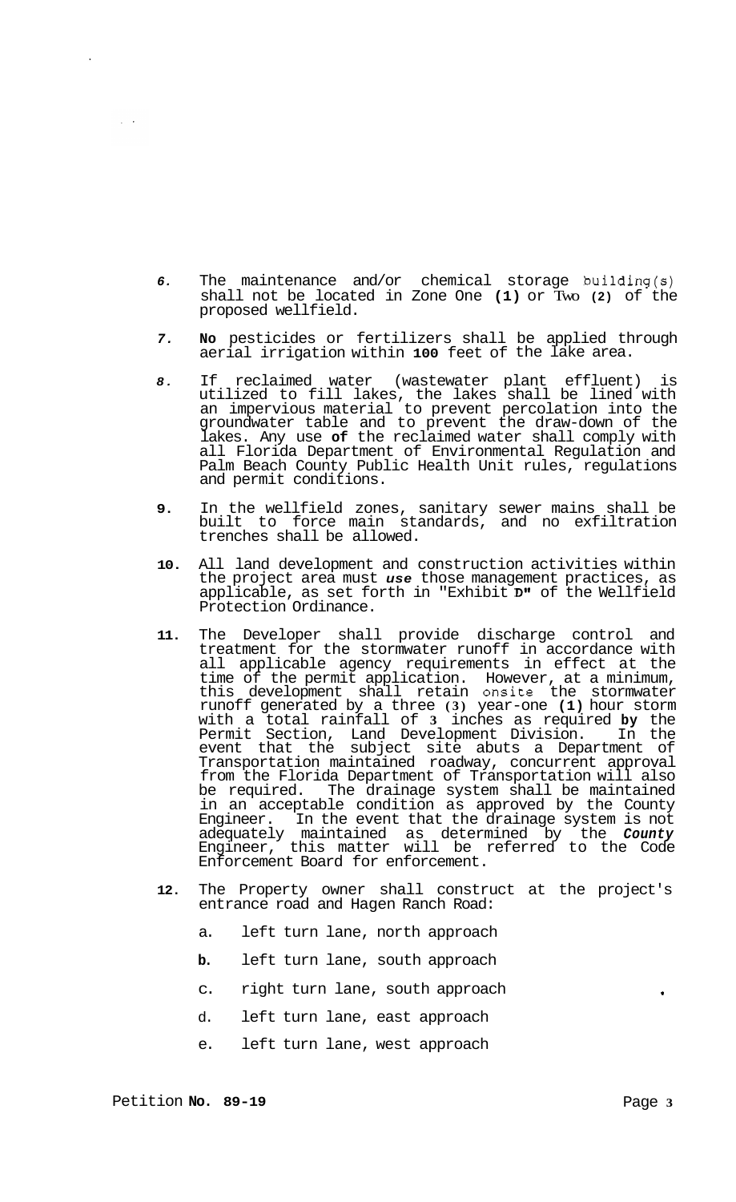6. The maintenance and/or chemical storage building(s) shall not be located in Zone One (1) or Two (2) of the proposed wellfield.

7. No pesticides or fertilizers shall be applied through aerial irrigation within 100 feet of the lake area.

8. If reclaimed water (wastewater plant effluent) is utilized to fill lakes, the lakes shall be lined with an impervious material to prevent percolation into the groundwater table and to prevent the draw-down of the lakes. Any use of the reclaimed water shall comply with all Florida Department of Environmental Regulation and Palm Beach County Public Health Unit rules, regulations and permit conditions.

9. In the wellfield zones, sanitary sewer mains shall be built to force main standards, and no exfiltration trenches shall be allowed.

10. All land development and construction activities within the project area must *use* those management practices, as applicable, as set forth in "Exhibit D" of the Wellfield Protection Ordinance.

11. The Developer shall provide discharge control and treatment for the stormwater runoff in accordance with all applicable agency requirements in effect at the time of the permit application. However, at a minimum, this development shall retain onsite the stormwater runoff generated by a three (3) year-one (1) hour storm with a total rainfall of 3 inches as required by the Permit Section, Land Development Division. In the event that the subject site abuts a Department of Transportation maintained roadway, concurrent approval from the Florida Department of Transportation will also be required. The drainage system shall be maintained in an acceptable condition as approved by the County Engineer. In the event that the drainage system is not adequately maintained as determined by the *County* Engineer, this matter will be referred to the Code Enforcement Board for enforcement.

12. The Property owner shall construct at the project's entrance road and Hagen Ranch Road:

    a. left turn lane, north approach

    b. left turn lane, south approach

    c. right turn lane, south approach

    d. left turn lane, east approach

    e. left turn lane, west approach

Petition No. 89-19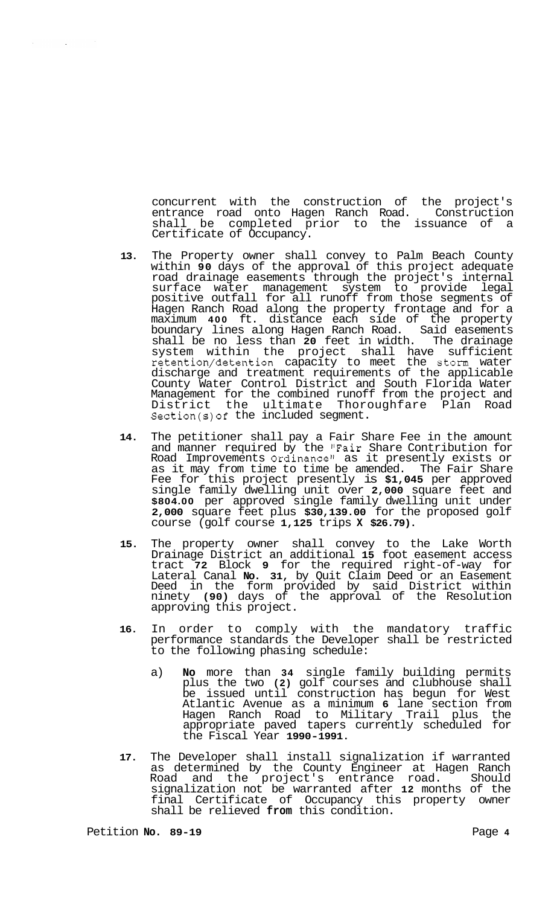concurrent with the construction of the project's entrance road onto Hagen Ranch Road. Construction shall be completed prior to the issuance of a Certificate of Occupancy.

13. The Property owner shall convey to Palm Beach County within **90** days of the approval of this project adequate road drainage easements through the project's internal surface water management system to provide legal positive outfall for all runoff from those segments of Hagen Ranch Road along the property frontage and for a maximum **400** ft. distance each side of the property boundary lines along Hagen Ranch Road. Said easements shall be no less than **20** feet in width. The drainage system within the project shall have sufficient retention/detention capacity to meet the storm water discharge and treatment requirements of the applicable County Water Control District and South Florida Water Management for the combined runoff from the project and District the ultimate Thoroughfare Plan Road Section(s) of the included segment.

14. The petitioner shall pay a Fair Share Fee in the amount and manner required by the "Fair Share Contribution for Road Improvements Ordinance" as it presently exists or as it may from time to time be amended. The Fair Share Fee for this project presently is **$1,045** per approved single family dwelling unit over **2,000** square feet and **$804.00** per approved single family dwelling unit under **2,000** square feet plus **$30,139.00** for the proposed golf course (golf course **1,125** trips **X $26.79)**.

15. The property owner shall convey to the Lake Worth Drainage District an additional **15** foot easement access tract **72** Block **9** for the required right-of-way for Lateral Canal **No. 31**, by Quit Claim Deed or an Easement Deed in the form provided by said District within ninety **(90)** days of the approval of the Resolution approving this project.

16. In order to comply with the mandatory traffic performance standards the Developer shall be restricted to the following phasing schedule:

    a) **No** more than **34** single family building permits plus the two **(2)** golf courses and clubhouse shall be issued until construction has begun for West Atlantic Avenue as a minimum **6** lane section from Hagen Ranch Road to Military Trail plus the appropriate paved tapers currently scheduled for the Fiscal Year **1990-1991**.

17. The Developer shall install signalization if warranted as determined by the County Engineer at Hagen Ranch Road and the project's entrance road. Should signalization not be warranted after **12** months of the final Certificate of Occupancy this property owner shall be relieved **from** this condition.

Petition **No. 89-19**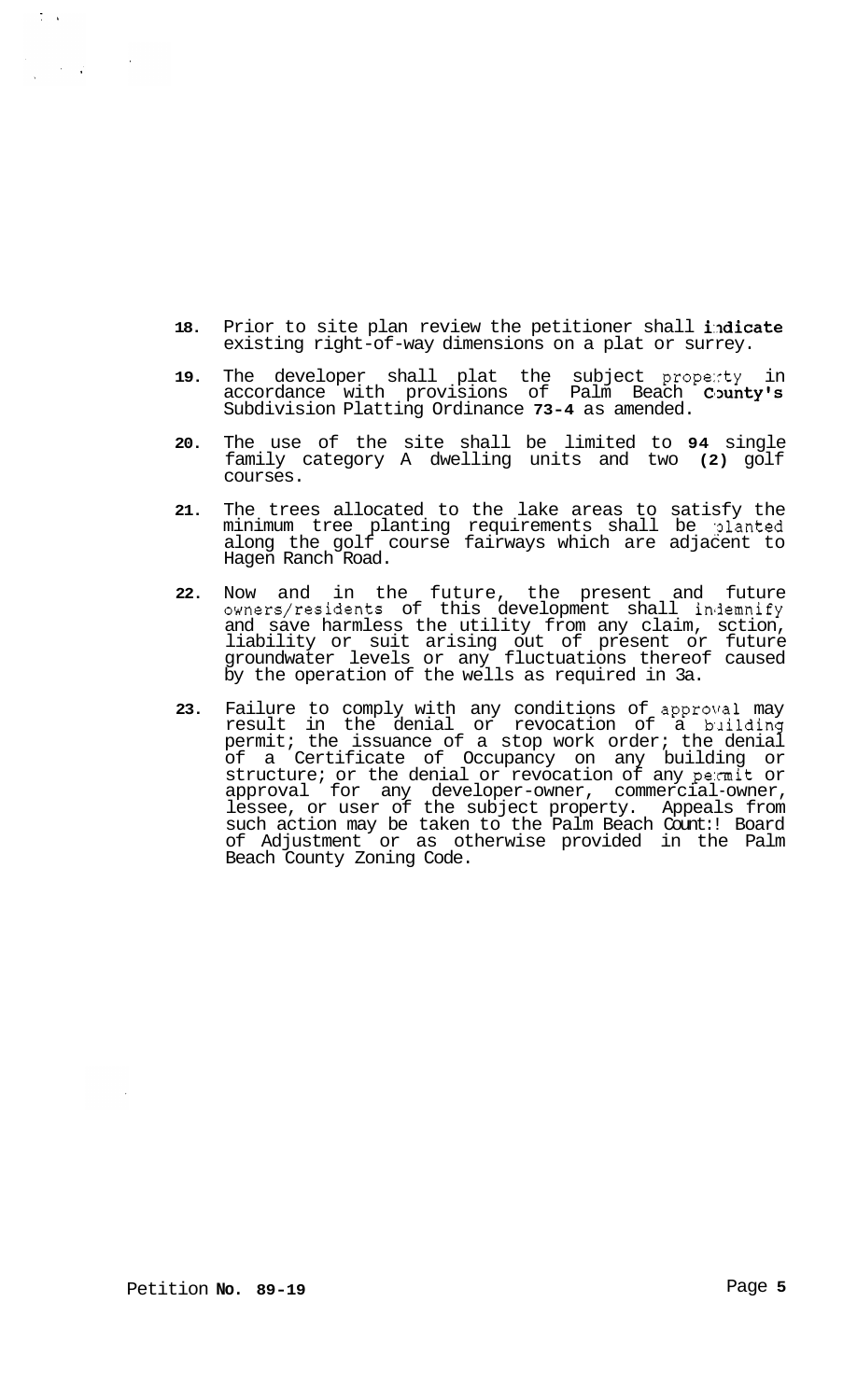18. Prior to site plan review the petitioner shall indicate existing right-of-way dimensions on a plat or surrey.

19. The developer shall plat the subject property in accordance with provisions of Palm Beach County's Subdivision Platting Ordinance 73-4 as amended.

20. The use of the site shall be limited to 94 single family category A dwelling units and two (2) golf courses.

21. The trees allocated to the lake areas to satisfy the minimum tree planting requirements shall be planted along the golf course fairways which are adjacent to Hagen Ranch Road.

22. Now and in the future, the present and future owners/residents of this development shall indemnify and save harmless the utility from any claim, sction, liability or suit arising out of present or future groundwater levels or any fluctuations thereof caused by the operation of the wells as required in 3a.

23. Failure to comply with any conditions of approval may result in the denial or revocation of a building permit; the issuance of a stop work order; the denial of a Certificate of Occupancy on any building or structure; or the denial or revocation of any permit or approval for any developer-owner, commercial-owner, lessee, or user of the subject property. Appeals from such action may be taken to the Palm Beach Count:! Board of Adjustment or as otherwise provided in the Palm Beach County Zoning Code.

Petition No. 89-19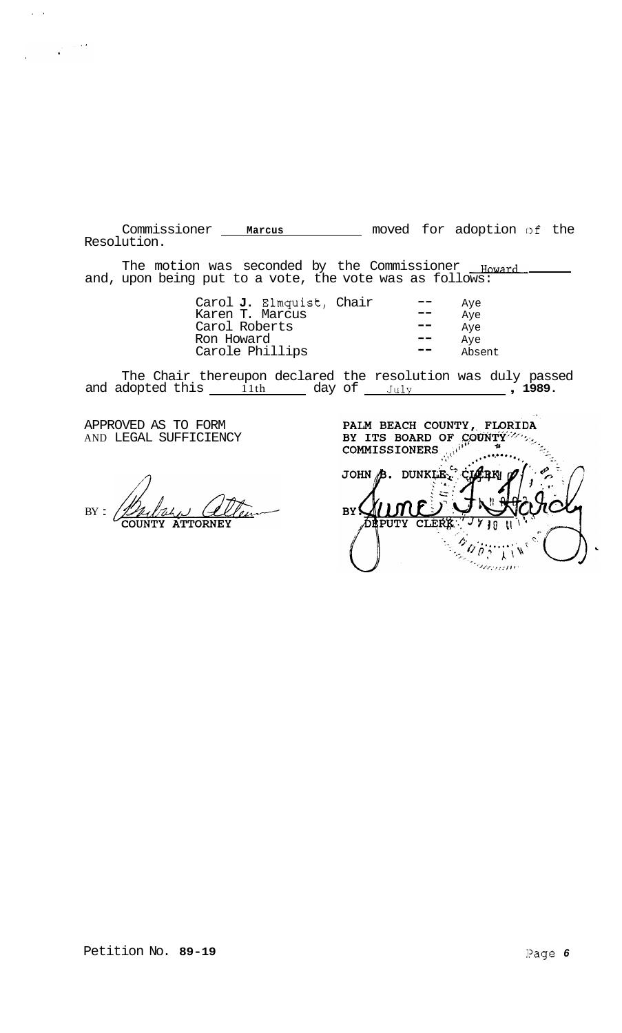Commissioner Marcus moved for adoption of the Resolution.

The motion was seconded by the Commissioner Howard and, upon being put to a vote, the vote was as follows:

| | | |
|---|---|---|
| Carol J. Elmquist, Chair | -- | Aye |
| Karen T. Marcus | -- | Aye |
| Carol Roberts | -- | Aye |
| Ron Howard | -- | Aye |
| Carole Phillips | -- | Absent |

The Chair thereupon declared the resolution was duly passed and adopted this 11th day of July, 1989.

APPROVED AS TO FORM
AND LEGAL SUFFICIENCY

BY: _________________
COUNTY ATTORNEY

PALM BEACH COUNTY, FLORIDA
BY ITS BOARD OF COUNTY COMMISSIONERS

JOHN B. DUNKLE, CLERK

BY: _________________
DEPUTY CLERK

Petition No. 89-19